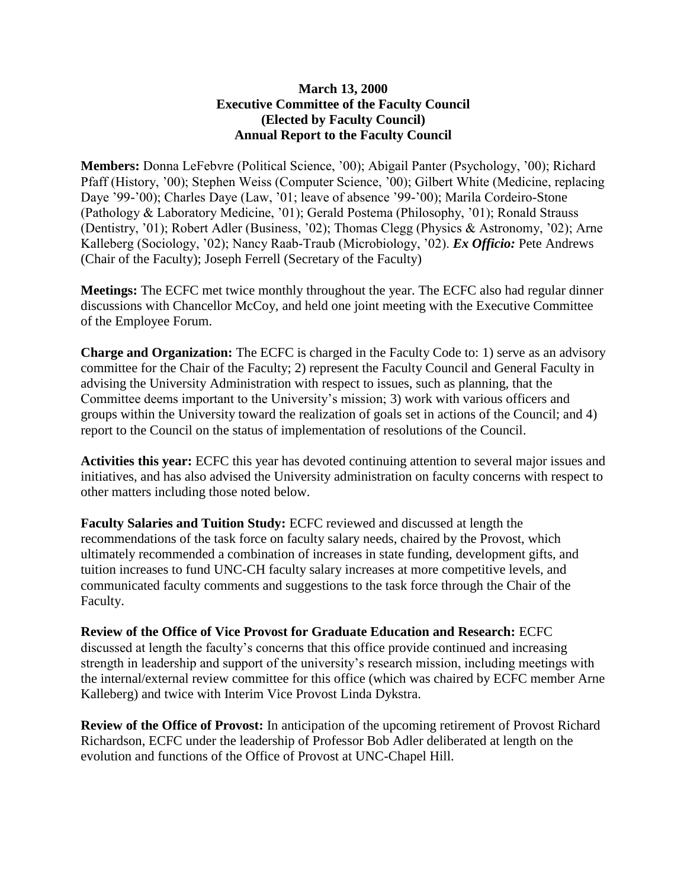**March 13, 2000**
**Executive Committee of the Faculty Council**
**(Elected by Faculty Council)**
**Annual Report to the Faculty Council**

**Members:** Donna LeFebvre (Political Science, '00); Abigail Panter (Psychology, '00); Richard Pfaff (History, '00); Stephen Weiss (Computer Science, '00); Gilbert White (Medicine, replacing Daye '99-'00); Charles Daye (Law, '01; leave of absence '99-'00); Marila Cordeiro-Stone (Pathology & Laboratory Medicine, '01); Gerald Postema (Philosophy, '01); Ronald Strauss (Dentistry, '01); Robert Adler (Business, '02); Thomas Clegg (Physics & Astronomy, '02); Arne Kalleberg (Sociology, '02); Nancy Raab-Traub (Microbiology, '02). ***Ex Officio:*** Pete Andrews (Chair of the Faculty); Joseph Ferrell (Secretary of the Faculty)

**Meetings:** The ECFC met twice monthly throughout the year. The ECFC also had regular dinner discussions with Chancellor McCoy, and held one joint meeting with the Executive Committee of the Employee Forum.

**Charge and Organization:** The ECFC is charged in the Faculty Code to: 1) serve as an advisory committee for the Chair of the Faculty; 2) represent the Faculty Council and General Faculty in advising the University Administration with respect to issues, such as planning, that the Committee deems important to the University's mission; 3) work with various officers and groups within the University toward the realization of goals set in actions of the Council; and 4) report to the Council on the status of implementation of resolutions of the Council.

**Activities this year:** ECFC this year has devoted continuing attention to several major issues and initiatives, and has also advised the University administration on faculty concerns with respect to other matters including those noted below.

**Faculty Salaries and Tuition Study:** ECFC reviewed and discussed at length the recommendations of the task force on faculty salary needs, chaired by the Provost, which ultimately recommended a combination of increases in state funding, development gifts, and tuition increases to fund UNC-CH faculty salary increases at more competitive levels, and communicated faculty comments and suggestions to the task force through the Chair of the Faculty.

**Review of the Office of Vice Provost for Graduate Education and Research:** ECFC discussed at length the faculty's concerns that this office provide continued and increasing strength in leadership and support of the university's research mission, including meetings with the internal/external review committee for this office (which was chaired by ECFC member Arne Kalleberg) and twice with Interim Vice Provost Linda Dykstra.

**Review of the Office of Provost:** In anticipation of the upcoming retirement of Provost Richard Richardson, ECFC under the leadership of Professor Bob Adler deliberated at length on the evolution and functions of the Office of Provost at UNC-Chapel Hill.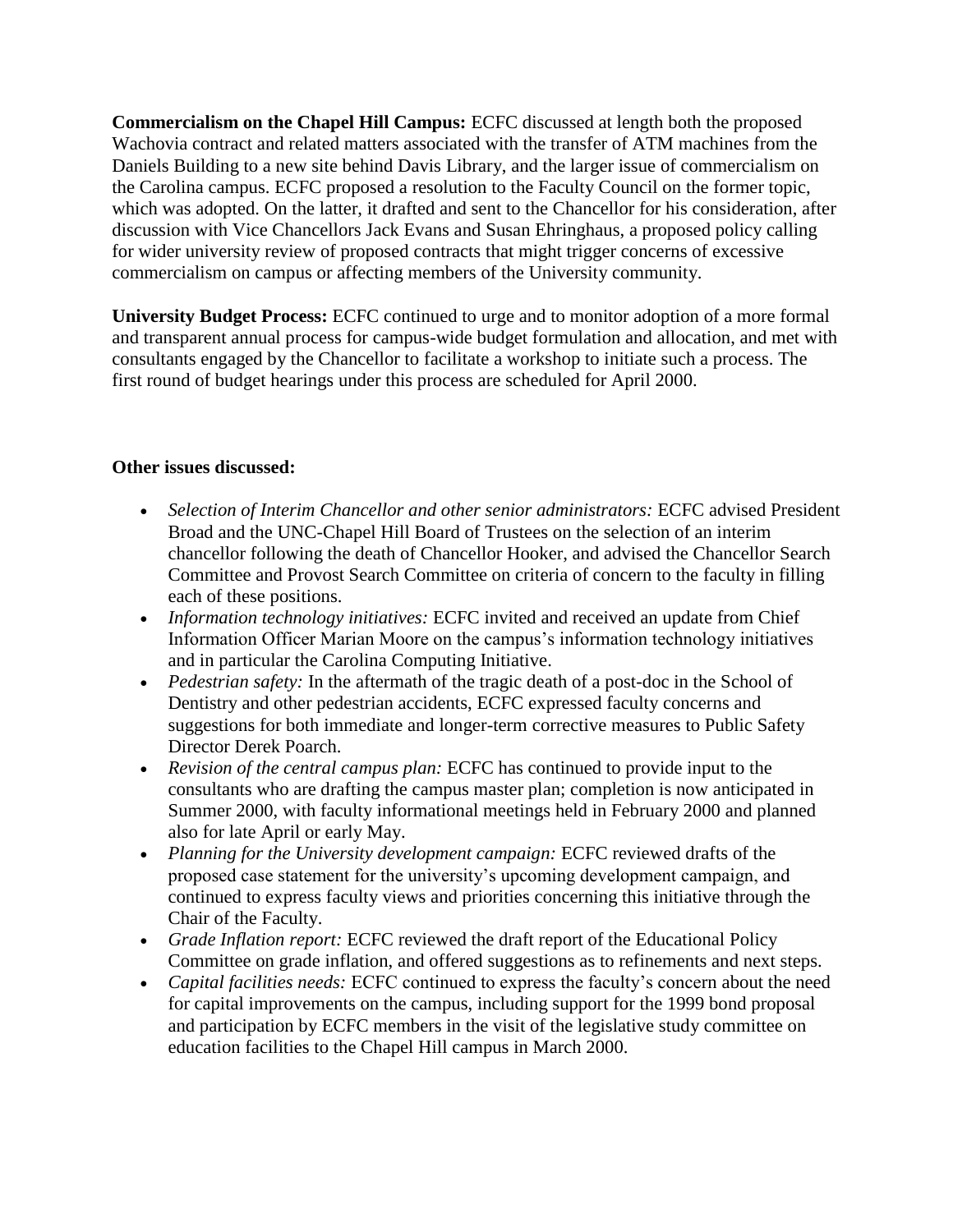**Commercialism on the Chapel Hill Campus:** ECFC discussed at length both the proposed Wachovia contract and related matters associated with the transfer of ATM machines from the Daniels Building to a new site behind Davis Library, and the larger issue of commercialism on the Carolina campus. ECFC proposed a resolution to the Faculty Council on the former topic, which was adopted. On the latter, it drafted and sent to the Chancellor for his consideration, after discussion with Vice Chancellors Jack Evans and Susan Ehringhaus, a proposed policy calling for wider university review of proposed contracts that might trigger concerns of excessive commercialism on campus or affecting members of the University community.

**University Budget Process:** ECFC continued to urge and to monitor adoption of a more formal and transparent annual process for campus-wide budget formulation and allocation, and met with consultants engaged by the Chancellor to facilitate a workshop to initiate such a process. The first round of budget hearings under this process are scheduled for April 2000.

**Other issues discussed:**

- *Selection of Interim Chancellor and other senior administrators:* ECFC advised President Broad and the UNC-Chapel Hill Board of Trustees on the selection of an interim chancellor following the death of Chancellor Hooker, and advised the Chancellor Search Committee and Provost Search Committee on criteria of concern to the faculty in filling each of these positions.
- *Information technology initiatives:* ECFC invited and received an update from Chief Information Officer Marian Moore on the campus's information technology initiatives and in particular the Carolina Computing Initiative.
- *Pedestrian safety:* In the aftermath of the tragic death of a post-doc in the School of Dentistry and other pedestrian accidents, ECFC expressed faculty concerns and suggestions for both immediate and longer-term corrective measures to Public Safety Director Derek Poarch.
- *Revision of the central campus plan:* ECFC has continued to provide input to the consultants who are drafting the campus master plan; completion is now anticipated in Summer 2000, with faculty informational meetings held in February 2000 and planned also for late April or early May.
- *Planning for the University development campaign:* ECFC reviewed drafts of the proposed case statement for the university's upcoming development campaign, and continued to express faculty views and priorities concerning this initiative through the Chair of the Faculty.
- *Grade Inflation report:* ECFC reviewed the draft report of the Educational Policy Committee on grade inflation, and offered suggestions as to refinements and next steps.
- *Capital facilities needs:* ECFC continued to express the faculty's concern about the need for capital improvements on the campus, including support for the 1999 bond proposal and participation by ECFC members in the visit of the legislative study committee on education facilities to the Chapel Hill campus in March 2000.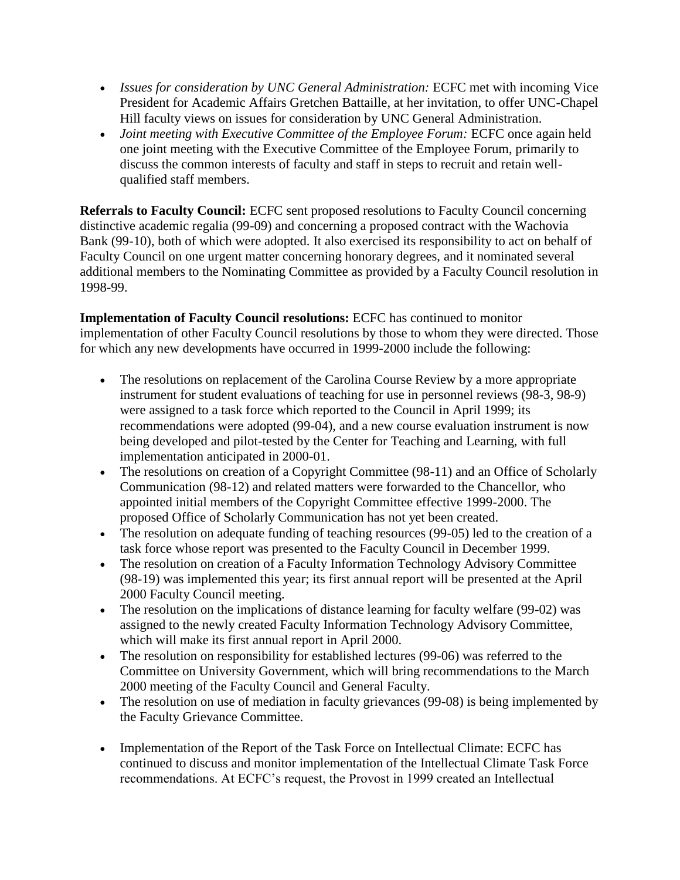- *Issues for consideration by UNC General Administration:* ECFC met with incoming Vice President for Academic Affairs Gretchen Battaille, at her invitation, to offer UNC-Chapel Hill faculty views on issues for consideration by UNC General Administration.
- *Joint meeting with Executive Committee of the Employee Forum:* ECFC once again held one joint meeting with the Executive Committee of the Employee Forum, primarily to discuss the common interests of faculty and staff in steps to recruit and retain well-qualified staff members.

**Referrals to Faculty Council:** ECFC sent proposed resolutions to Faculty Council concerning distinctive academic regalia (99-09) and concerning a proposed contract with the Wachovia Bank (99-10), both of which were adopted. It also exercised its responsibility to act on behalf of Faculty Council on one urgent matter concerning honorary degrees, and it nominated several additional members to the Nominating Committee as provided by a Faculty Council resolution in 1998-99.

**Implementation of Faculty Council resolutions:** ECFC has continued to monitor implementation of other Faculty Council resolutions by those to whom they were directed. Those for which any new developments have occurred in 1999-2000 include the following:

- The resolutions on replacement of the Carolina Course Review by a more appropriate instrument for student evaluations of teaching for use in personnel reviews (98-3, 98-9) were assigned to a task force which reported to the Council in April 1999; its recommendations were adopted (99-04), and a new course evaluation instrument is now being developed and pilot-tested by the Center for Teaching and Learning, with full implementation anticipated in 2000-01.
- The resolutions on creation of a Copyright Committee (98-11) and an Office of Scholarly Communication (98-12) and related matters were forwarded to the Chancellor, who appointed initial members of the Copyright Committee effective 1999-2000. The proposed Office of Scholarly Communication has not yet been created.
- The resolution on adequate funding of teaching resources (99-05) led to the creation of a task force whose report was presented to the Faculty Council in December 1999.
- The resolution on creation of a Faculty Information Technology Advisory Committee (98-19) was implemented this year; its first annual report will be presented at the April 2000 Faculty Council meeting.
- The resolution on the implications of distance learning for faculty welfare (99-02) was assigned to the newly created Faculty Information Technology Advisory Committee, which will make its first annual report in April 2000.
- The resolution on responsibility for established lectures (99-06) was referred to the Committee on University Government, which will bring recommendations to the March 2000 meeting of the Faculty Council and General Faculty.
- The resolution on use of mediation in faculty grievances (99-08) is being implemented by the Faculty Grievance Committee.

- Implementation of the Report of the Task Force on Intellectual Climate: ECFC has continued to discuss and monitor implementation of the Intellectual Climate Task Force recommendations. At ECFC's request, the Provost in 1999 created an Intellectual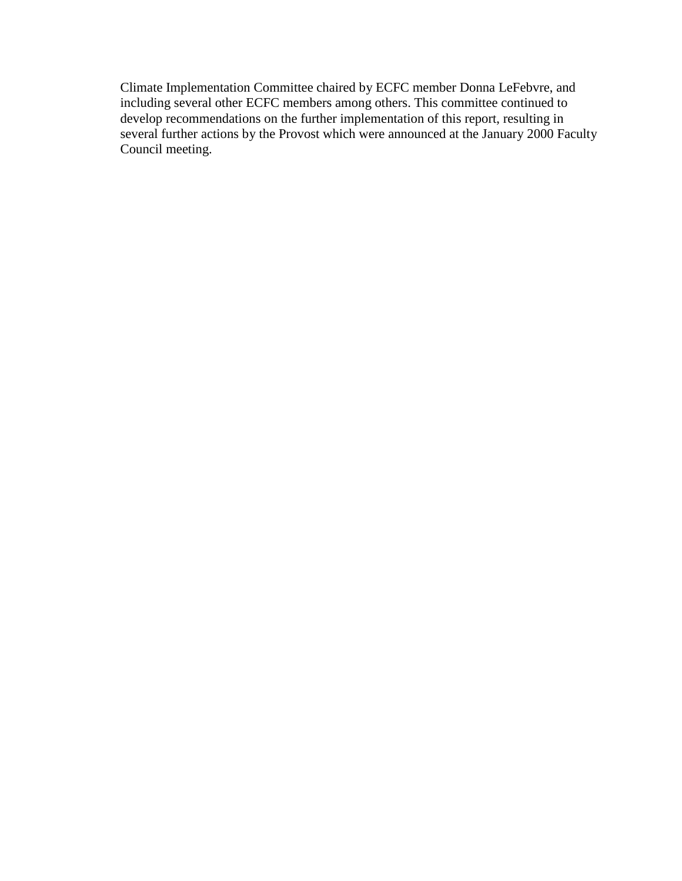Climate Implementation Committee chaired by ECFC member Donna LeFebvre, and including several other ECFC members among others. This committee continued to develop recommendations on the further implementation of this report, resulting in several further actions by the Provost which were announced at the January 2000 Faculty Council meeting.